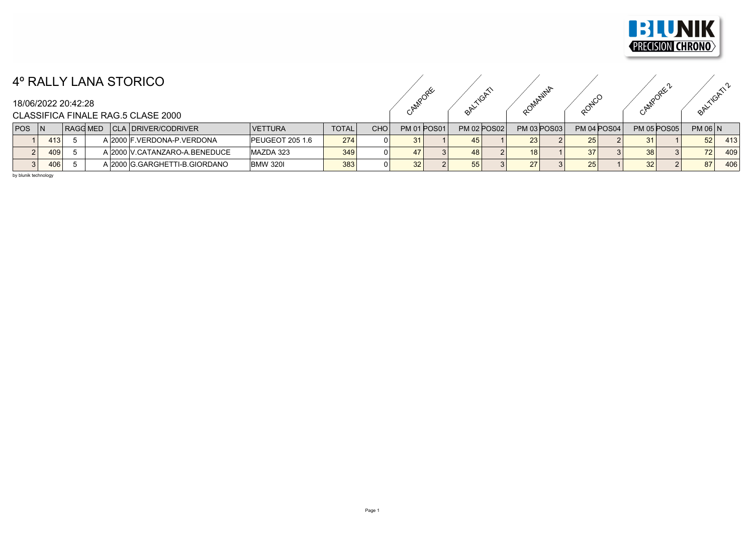# 4º RALLY LANA STORICO

18/06/2022 20:42:28

CLASSIFICA FINALE RAG.5 CLASE 2000

| | | | | | | | | | CAMPORE | | BALTIGATI | | ROMANINA | | RONCO | | CAMPORE 2 | | BALTIGATI 2 | |
|---|---|---|---|---|---|---|---|---|---|---|---|---|---|---|---|---|---|---|---|---|
| POS | N | RAGG | MED | CLA | DRIVER/CODRIVER | VETTURA | TOTAL | CHO | PM 01 | POS01 | PM 02 | POS02 | PM 03 | POS03 | PM 04 | POS04 | PM 05 | POS05 | PM 06 | N |
| 1 | 413 | 5 | A | 2000 | F.VERDONA-P.VERDONA | PEUGEOT 205 1.6 | 274 | 0 | 31 | 1 | 45 | 1 | 23 | 2 | 25 | 2 | 31 | 1 | 52 | 413 |
| 2 | 409 | 5 | A | 2000 | V.CATANZARO-A.BENEDUCE | MAZDA 323 | 349 | 0 | 47 | 3 | 48 | 2 | 18 | 1 | 37 | 3 | 38 | 3 | 72 | 409 |
| 3 | 406 | 5 | A | 2000 | G.GARGHETTI-B.GIORDANO | BMW 320I | 383 | 0 | 32 | 2 | 55 | 3 | 27 | 3 | 25 | 1 | 32 | 2 | 87 | 406 |

by blunik technology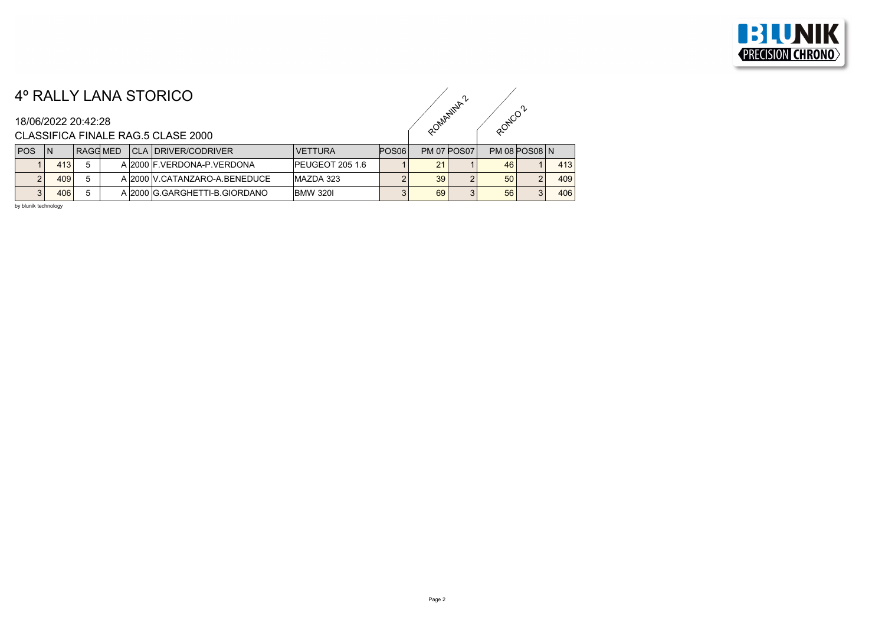# 4º RALLY LANA STORICO

18/06/2022 20:42:28

CLASSIFICA FINALE RAG.5 CLASE 2000

| | | | | | | | | ROMANINA 2 | | RONCO 2 | | |
|---|---|---|---|---|---|---|---|---|---|---|---|---|
| POS | N | RAGG | MED | CLA | DRIVER/CODRIVER | VETTURA | POS06 | PM 07 | POS07 | PM 08 | POS08 | N |
| 1 | 413 | 5 | | A | 2000 F.VERDONA-P.VERDONA | PEUGEOT 205 1.6 | 1 | 21 | 1 | 46 | 1 | 413 |
| 2 | 409 | 5 | | A | 2000 V.CATANZARO-A.BENEDUCE | MAZDA 323 | 2 | 39 | 2 | 50 | 2 | 409 |
| 3 | 406 | 5 | | A | 2000 G.GARGHETTI-B.GIORDANO | BMW 320I | 3 | 69 | 3 | 56 | 3 | 406 |

by blunik technology